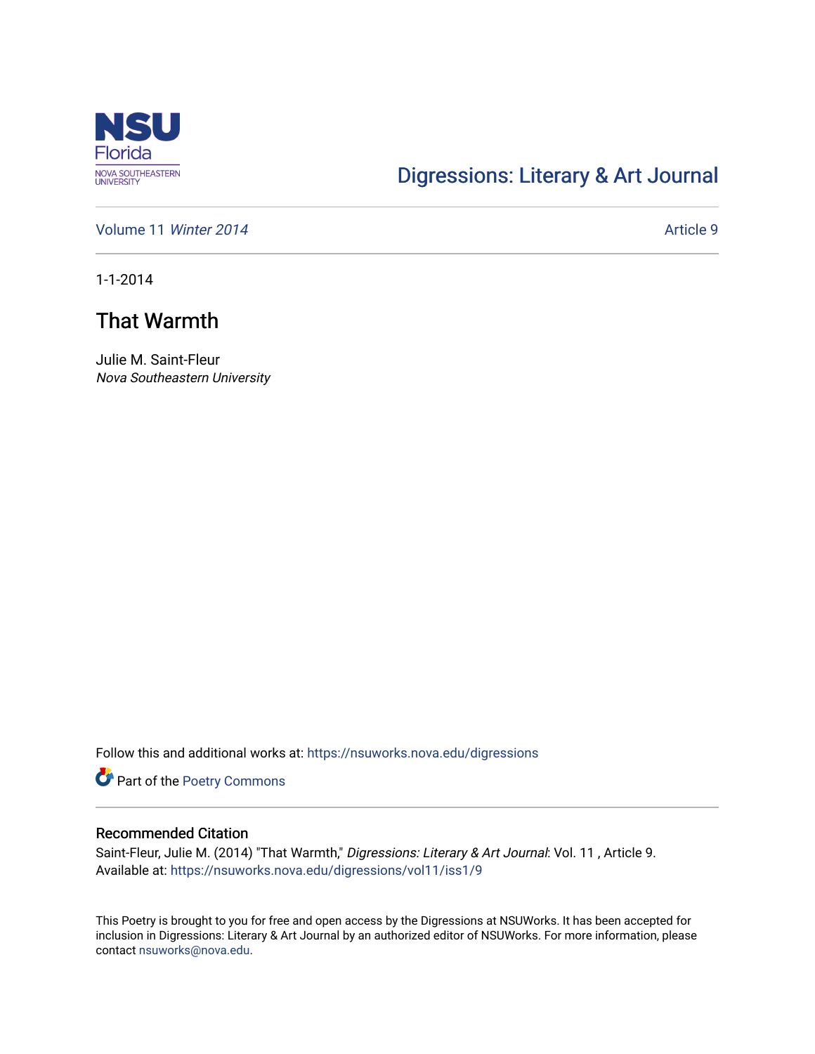Digressions: Literary & Art Journal

Volume 11 *Winter 2014*

Article 9

1-1-2014

# That Warmth

Julie M. Saint-Fleur
*Nova Southeastern University*

Follow this and additional works at: https://nsuworks.nova.edu/digressions

Part of the Poetry Commons

## Recommended Citation

Saint-Fleur, Julie M. (2014) "That Warmth," *Digressions: Literary & Art Journal*: Vol. 11 , Article 9.
Available at: https://nsuworks.nova.edu/digressions/vol11/iss1/9

This Poetry is brought to you for free and open access by the Digressions at NSUWorks. It has been accepted for inclusion in Digressions: Literary & Art Journal by an authorized editor of NSUWorks. For more information, please contact nsuworks@nova.edu.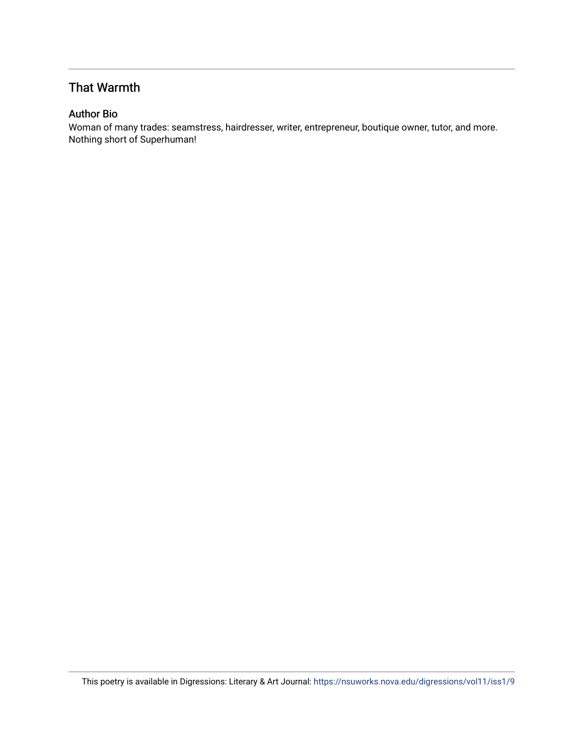## That Warmth

### Author Bio

Woman of many trades: seamstress, hairdresser, writer, entrepreneur, boutique owner, tutor, and more. Nothing short of Superhuman!

This poetry is available in Digressions: Literary & Art Journal: https://nsuworks.nova.edu/digressions/vol11/iss1/9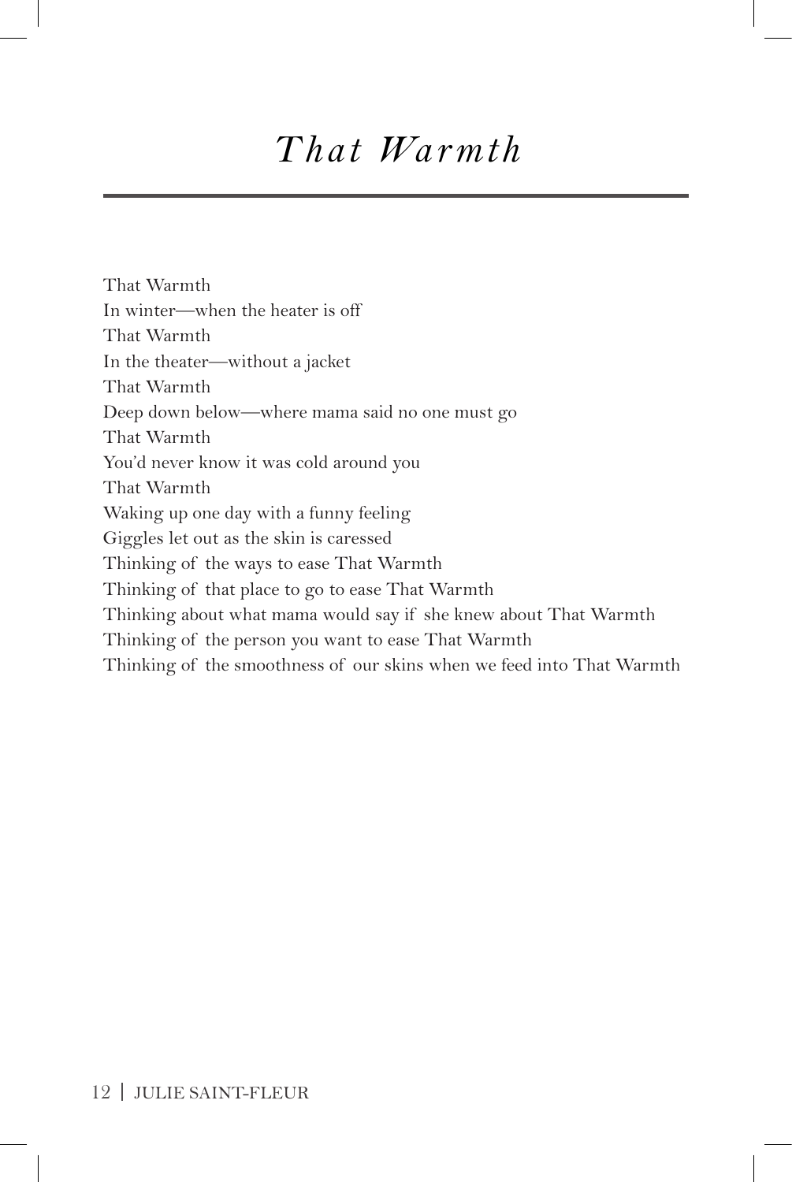# *That Warmth*

That Warmth
In winter—when the heater is off
That Warmth
In the theater—without a jacket
That Warmth
Deep down below—where mama said no one must go
That Warmth
You'd never know it was cold around you
That Warmth
Waking up one day with a funny feeling
Giggles let out as the skin is caressed
Thinking of the ways to ease That Warmth
Thinking of that place to go to ease That Warmth
Thinking about what mama would say if she knew about That Warmth
Thinking of the person you want to ease That Warmth
Thinking of the smoothness of our skins when we feed into That Warmth